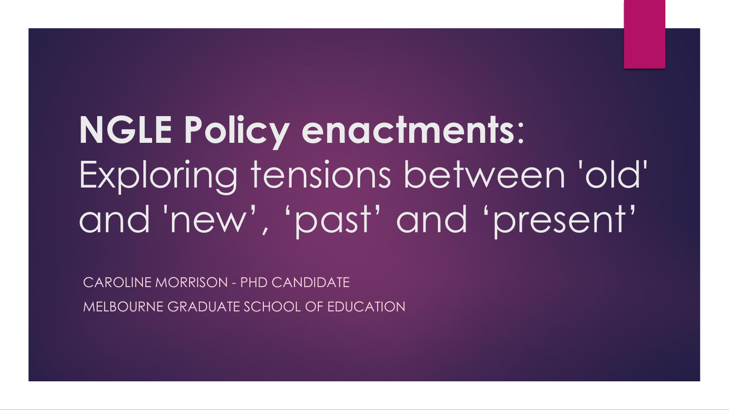# **NGLE Policy enactments**: Exploring tensions between 'old' and 'new', 'past' and 'present'

CAROLINE MORRISON - PHD CANDIDATE

MELBOURNE GRADUATE SCHOOL OF EDUCATION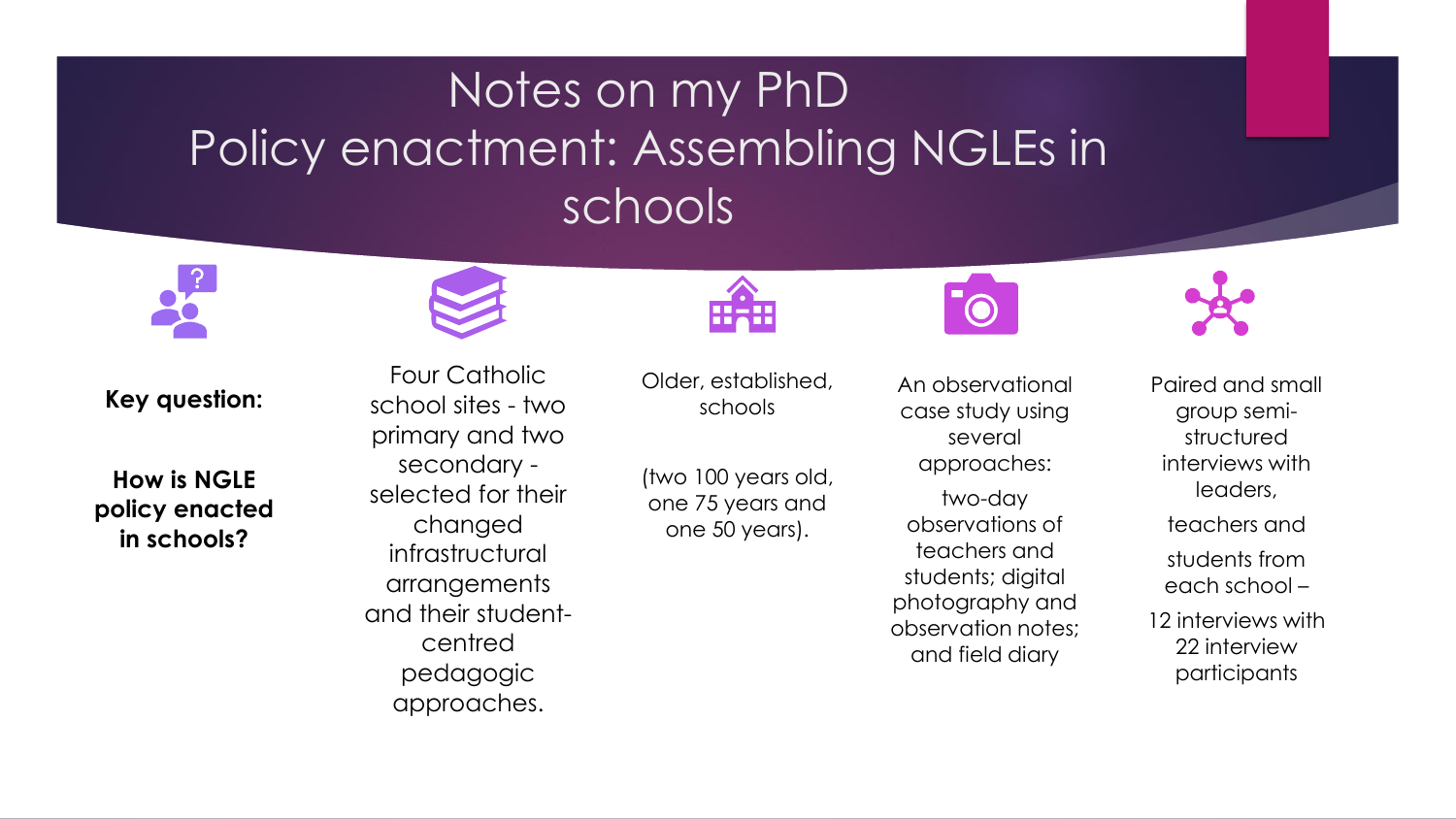# Notes on my PhD
# Policy enactment: Assembling NGLEs in schools

**Key question:**

**How is NGLE policy enacted in schools?**

Four Catholic school sites - two primary and two secondary - selected for their changed infrastructural arrangements and their student-centred pedagogic approaches.

Older, established, schools

(two 100 years old, one 75 years and one 50 years).

An observational case study using several approaches:

two-day observations of teachers and students; digital photography and observation notes; and field diary

Paired and small group semi-structured interviews with leaders,

teachers and

students from each school –

12 interviews with 22 interview participants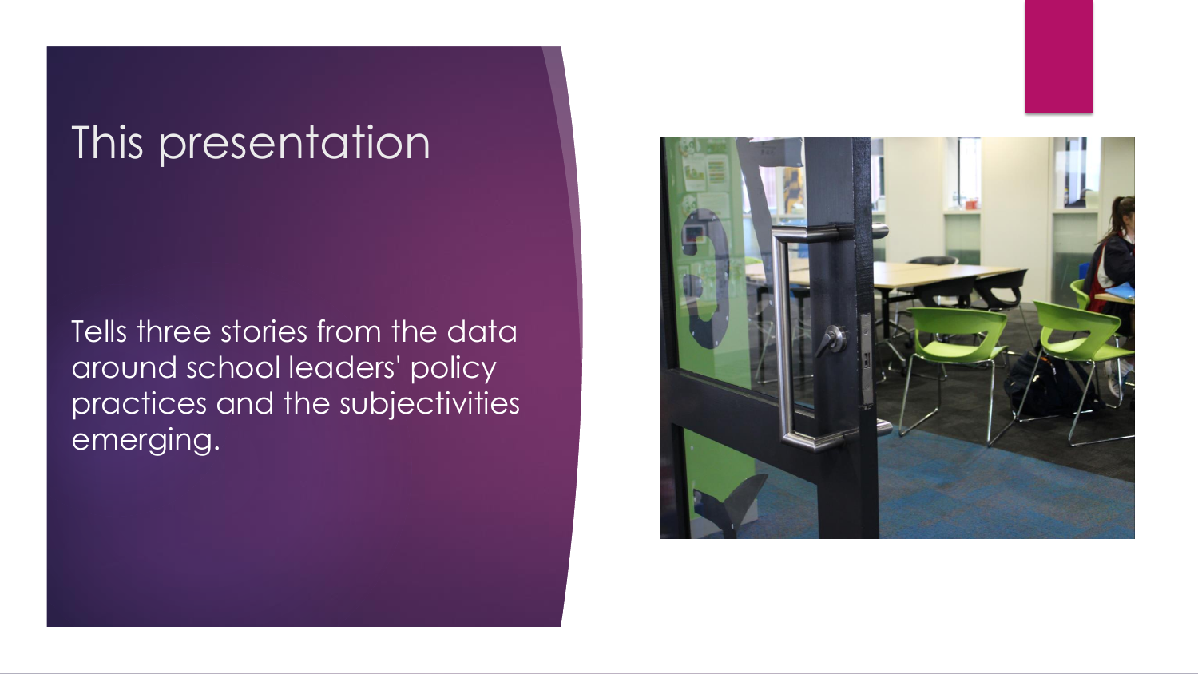# This presentation

Tells three stories from the data around school leaders' policy practices and the subjectivities emerging.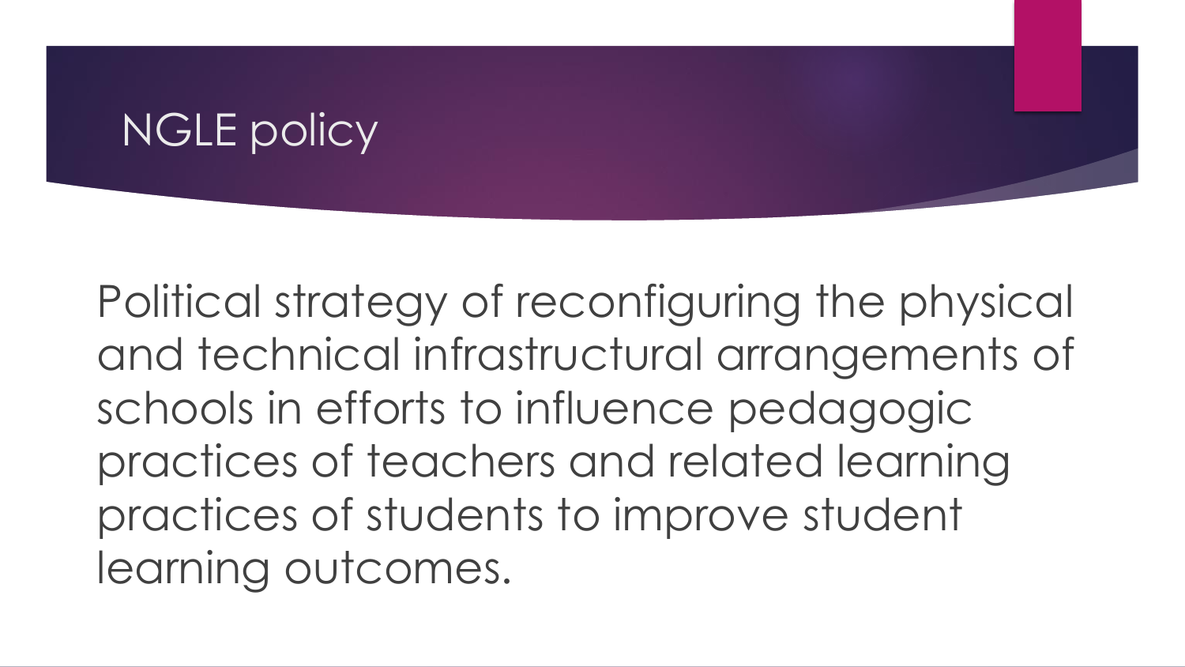# NGLE policy

Political strategy of reconfiguring the physical and technical infrastructural arrangements of schools in efforts to influence pedagogic practices of teachers and related learning practices of students to improve student learning outcomes.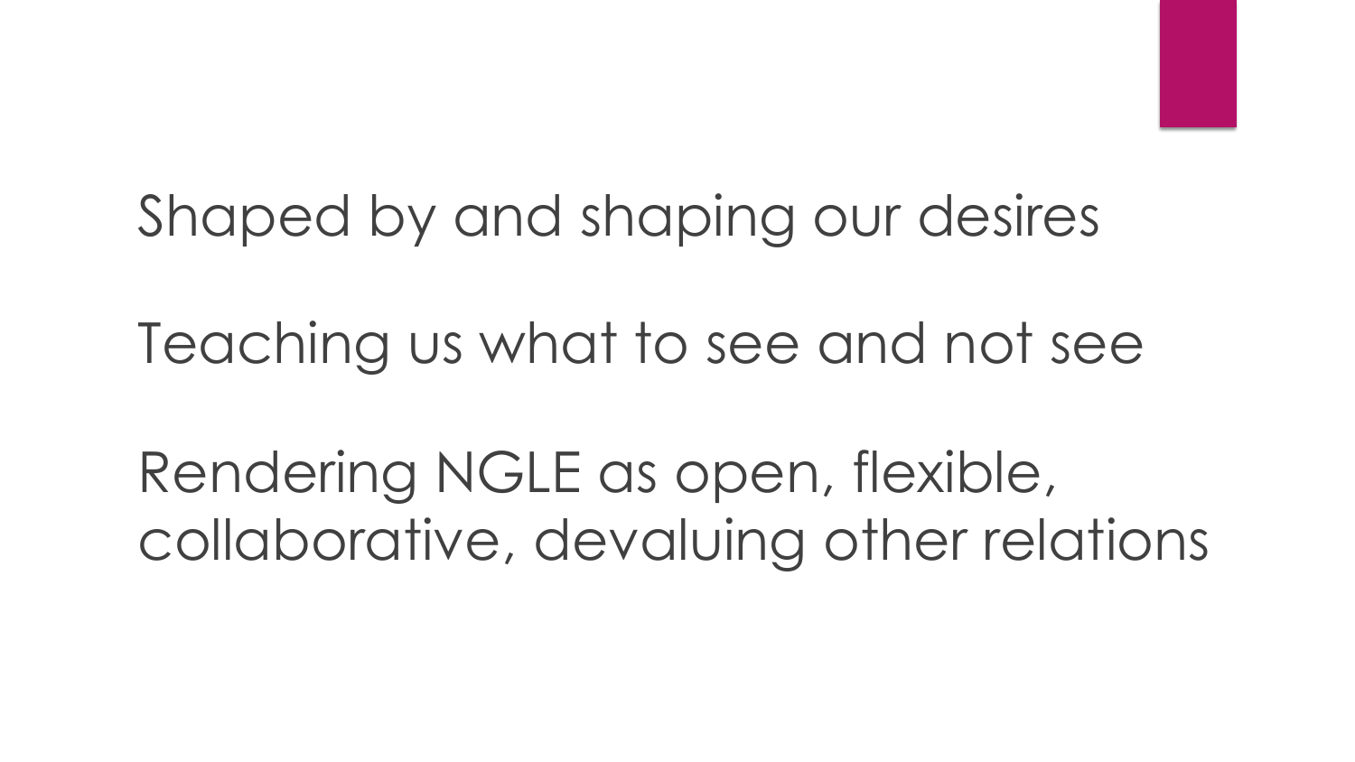Shaped by and shaping our desires

Teaching us what to see and not see

Rendering NGLE as open, flexible, collaborative, devaluing other relations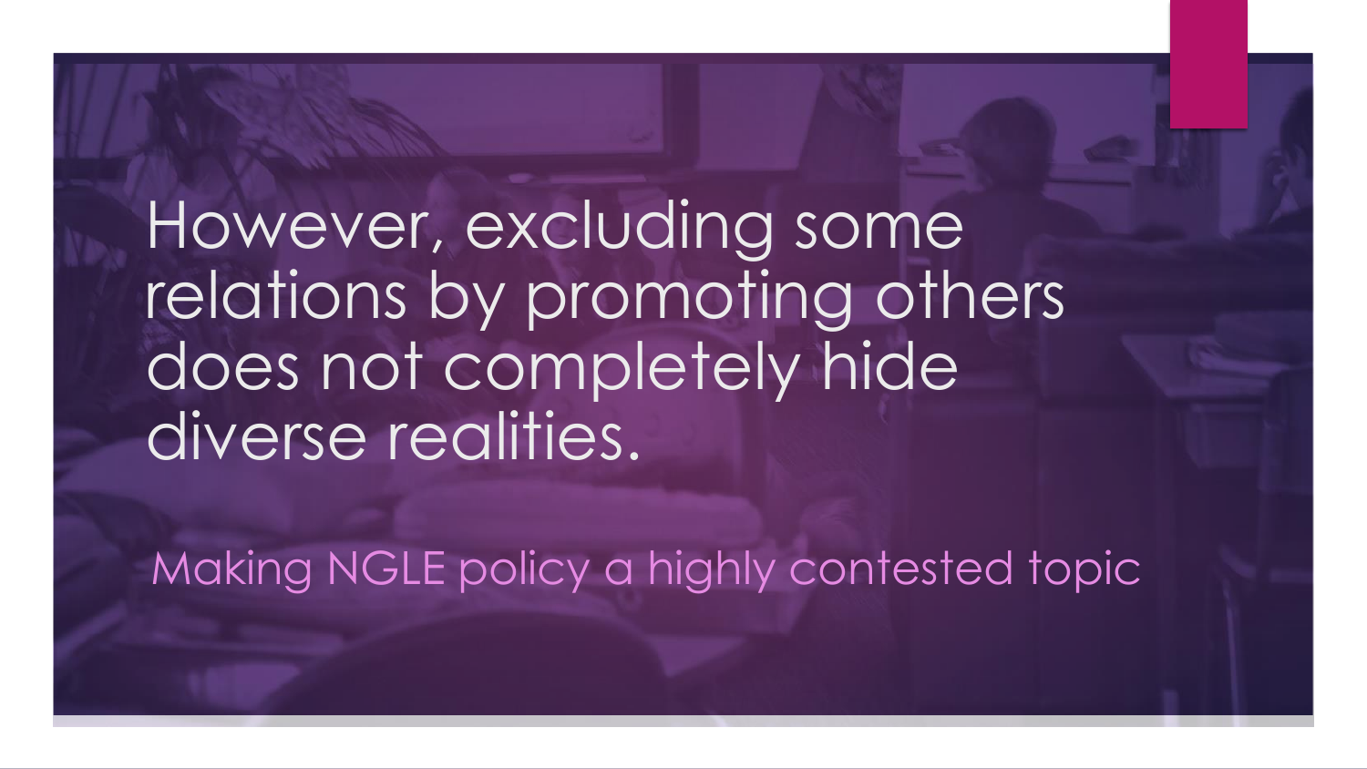# However, excluding some relations by promoting others does not completely hide diverse realities.

Making NGLE policy a highly contested topic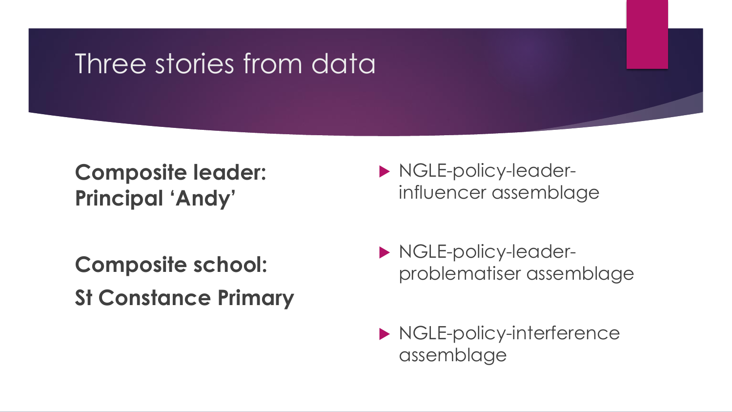# Three stories from data

**Composite leader: Principal 'Andy'**

**Composite school:**
**St Constance Primary**

- NGLE-policy-leader-influencer assemblage
- NGLE-policy-leader-problematiser assemblage
- NGLE-policy-interference assemblage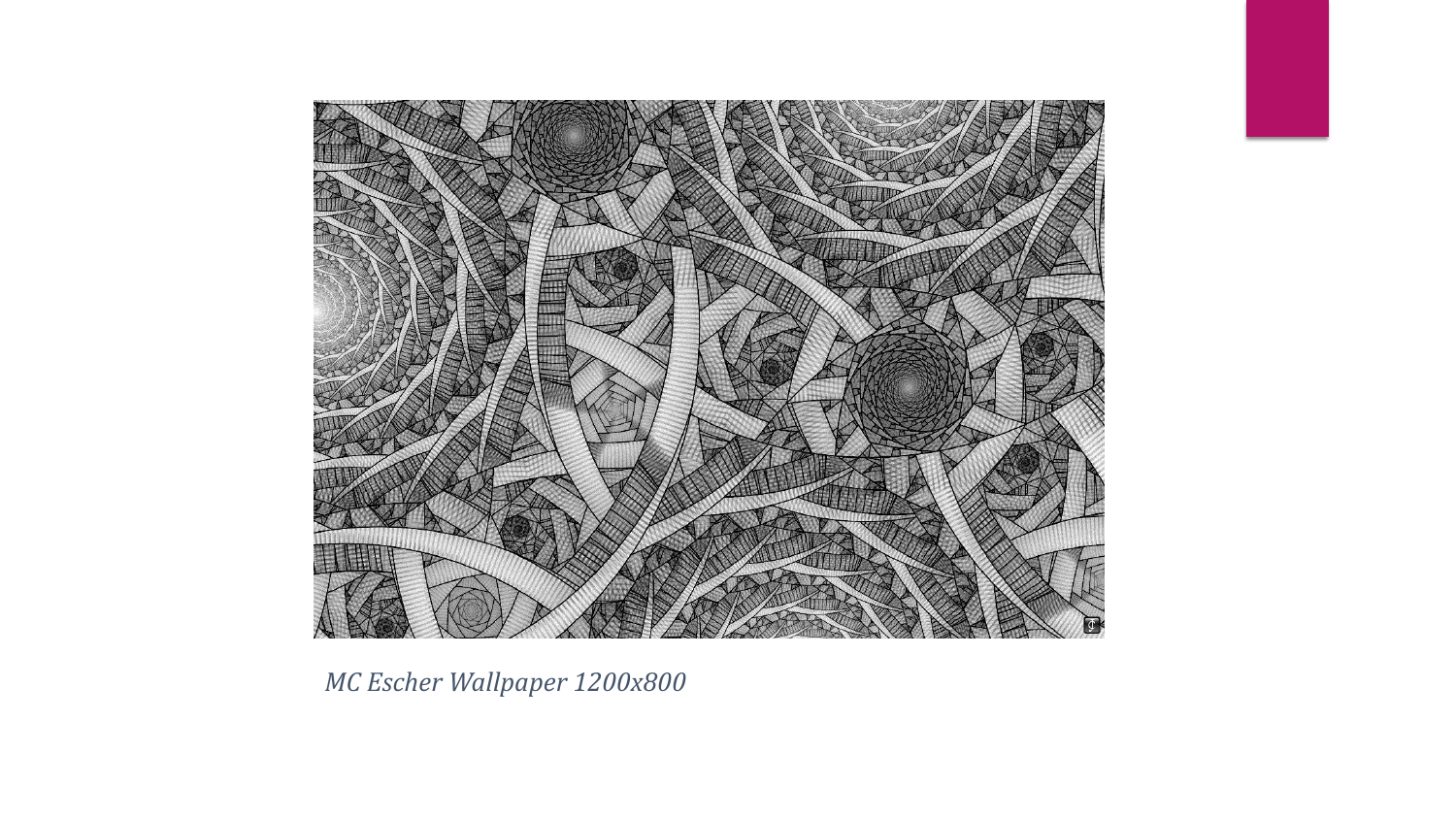*MC Escher Wallpaper 1200x800*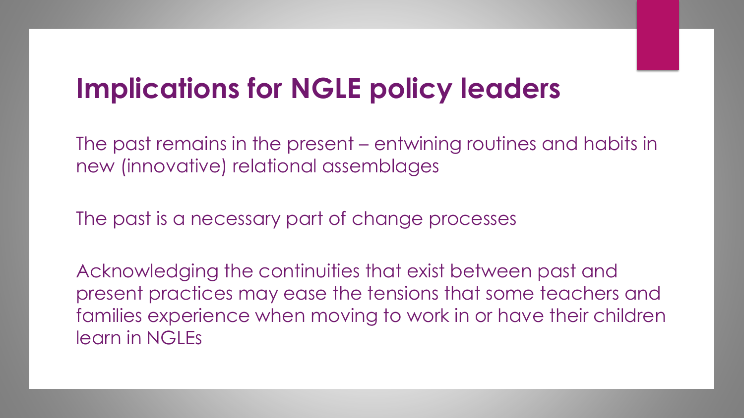# Implications for NGLE policy leaders

The past remains in the present – entwining routines and habits in new (innovative) relational assemblages

The past is a necessary part of change processes

Acknowledging the continuities that exist between past and present practices may ease the tensions that some teachers and families experience when moving to work in or have their children learn in NGLEs